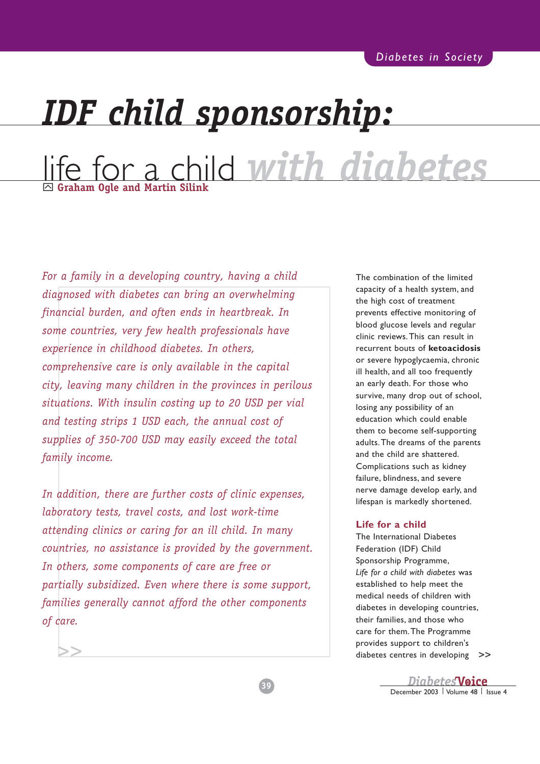# IDF child sponsorship:

## life for a child *with diabetes*

**Graham Ogle and Martin Silink**

*For a family in a developing country, having a child diagnosed with diabetes can bring an overwhelming financial burden, and often ends in heartbreak. In some countries, very few health professionals have experience in childhood diabetes. In others, comprehensive care is only available in the capital city, leaving many children in the provinces in perilous situations. With insulin costing up to 20 USD per vial and testing strips 1 USD each, the annual cost of supplies of 350-700 USD may easily exceed the total family income.*

*In addition, there are further costs of clinic expenses, laboratory tests, travel costs, and lost work-time attending clinics or caring for an ill child. In many countries, no assistance is provided by the government. In others, some components of care are free or partially subsidized. Even where there is some support, families generally cannot afford the other components of care.*

The combination of the limited capacity of a health system, and the high cost of treatment prevents effective monitoring of blood glucose levels and regular clinic reviews. This can result in recurrent bouts of **ketoacidosis** or severe hypoglycaemia, chronic ill health, and all too frequently an early death. For those who survive, many drop out of school, losing any possibility of an education which could enable them to become self-supporting adults. The dreams of the parents and the child are shattered. Complications such as kidney failure, blindness, and severe nerve damage develop early, and lifespan is markedly shortened.

### Life for a child

The International Diabetes Federation (IDF) Child Sponsorship Programme, *Life for a child with diabetes* was established to help meet the medical needs of children with diabetes in developing countries, their families, and those who care for them. The Programme provides support to children's diabetes centres in developing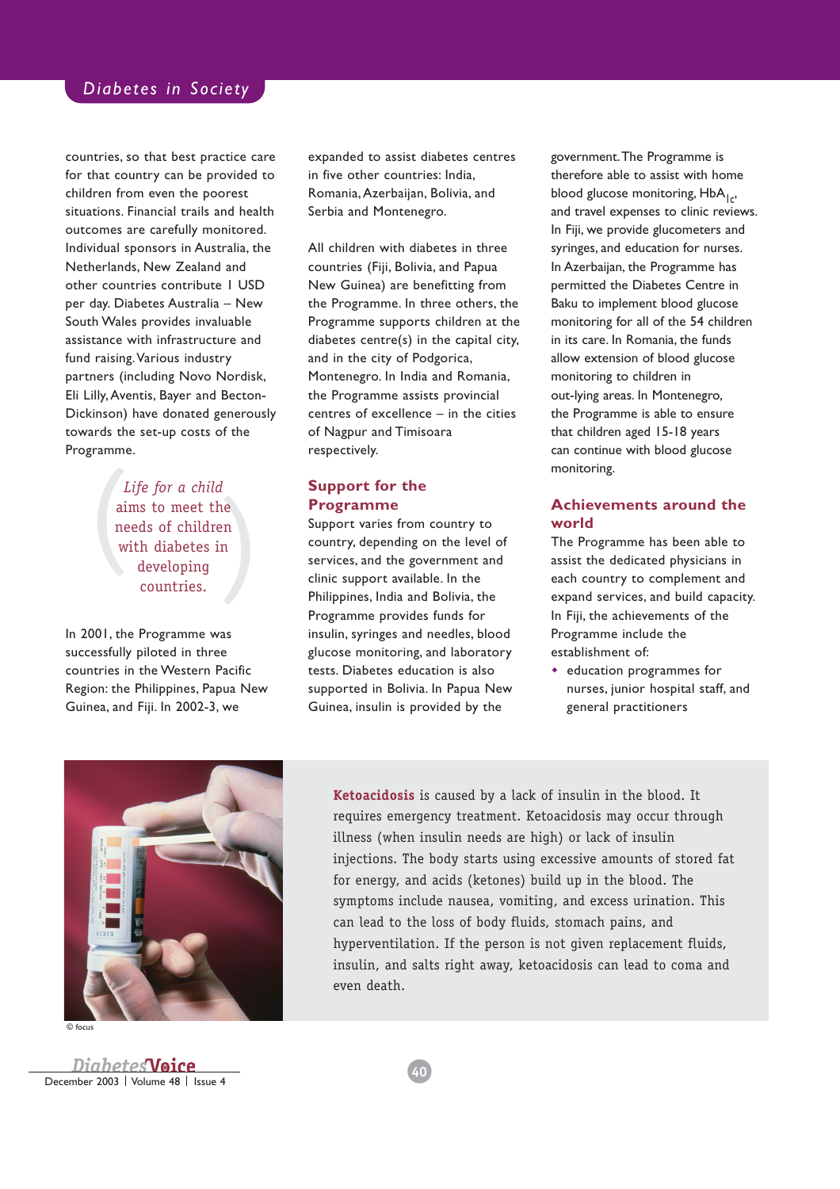countries, so that best practice care for that country can be provided to children from even the poorest situations. Financial trails and health outcomes are carefully monitored. Individual sponsors in Australia, the Netherlands, New Zealand and other countries contribute 1 USD per day. Diabetes Australia – New South Wales provides invaluable assistance with infrastructure and fund raising. Various industry partners (including Novo Nordisk, Eli Lilly, Aventis, Bayer and Becton-Dickinson) have donated generously towards the set-up costs of the Programme.

> *Life for a child* aims to meet the needs of children with diabetes in developing countries.

In 2001, the Programme was successfully piloted in three countries in the Western Pacific Region: the Philippines, Papua New Guinea, and Fiji. In 2002-3, we expanded to assist diabetes centres in five other countries: India, Romania, Azerbaijan, Bolivia, and Serbia and Montenegro.

All children with diabetes in three countries (Fiji, Bolivia, and Papua New Guinea) are benefitting from the Programme. In three others, the Programme supports children at the diabetes centre(s) in the capital city, and in the city of Podgorica, Montenegro. In India and Romania, the Programme assists provincial centres of excellence – in the cities of Nagpur and Timisoara respectively.

## Support for the Programme

Support varies from country to country, depending on the level of services, and the government and clinic support available. In the Philippines, India and Bolivia, the Programme provides funds for insulin, syringes and needles, blood glucose monitoring, and laboratory tests. Diabetes education is also supported in Bolivia. In Papua New Guinea, insulin is provided by the government. The Programme is therefore able to assist with home blood glucose monitoring, $HbA_{1c}$, and travel expenses to clinic reviews. In Fiji, we provide glucometers and syringes, and education for nurses. In Azerbaijan, the Programme has permitted the Diabetes Centre in Baku to implement blood glucose monitoring for all of the 54 children in its care. In Romania, the funds allow extension of blood glucose monitoring to children in out-lying areas. In Montenegro, the Programme is able to ensure that children aged 15-18 years can continue with blood glucose monitoring.

## Achievements around the world

The Programme has been able to assist the dedicated physicians in each country to complement and expand services, and build capacity. In Fiji, the achievements of the Programme include the establishment of:

- education programmes for nurses, junior hospital staff, and general practitioners

© focus

**Ketoacidosis** is caused by a lack of insulin in the blood. It requires emergency treatment. Ketoacidosis may occur through illness (when insulin needs are high) or lack of insulin injections. The body starts using excessive amounts of stored fat for energy, and acids (ketones) build up in the blood. The symptoms include nausea, vomiting, and excess urination. This can lead to the loss of body fluids, stomach pains, and hyperventilation. If the person is not given replacement fluids, insulin, and salts right away, ketoacidosis can lead to coma and even death.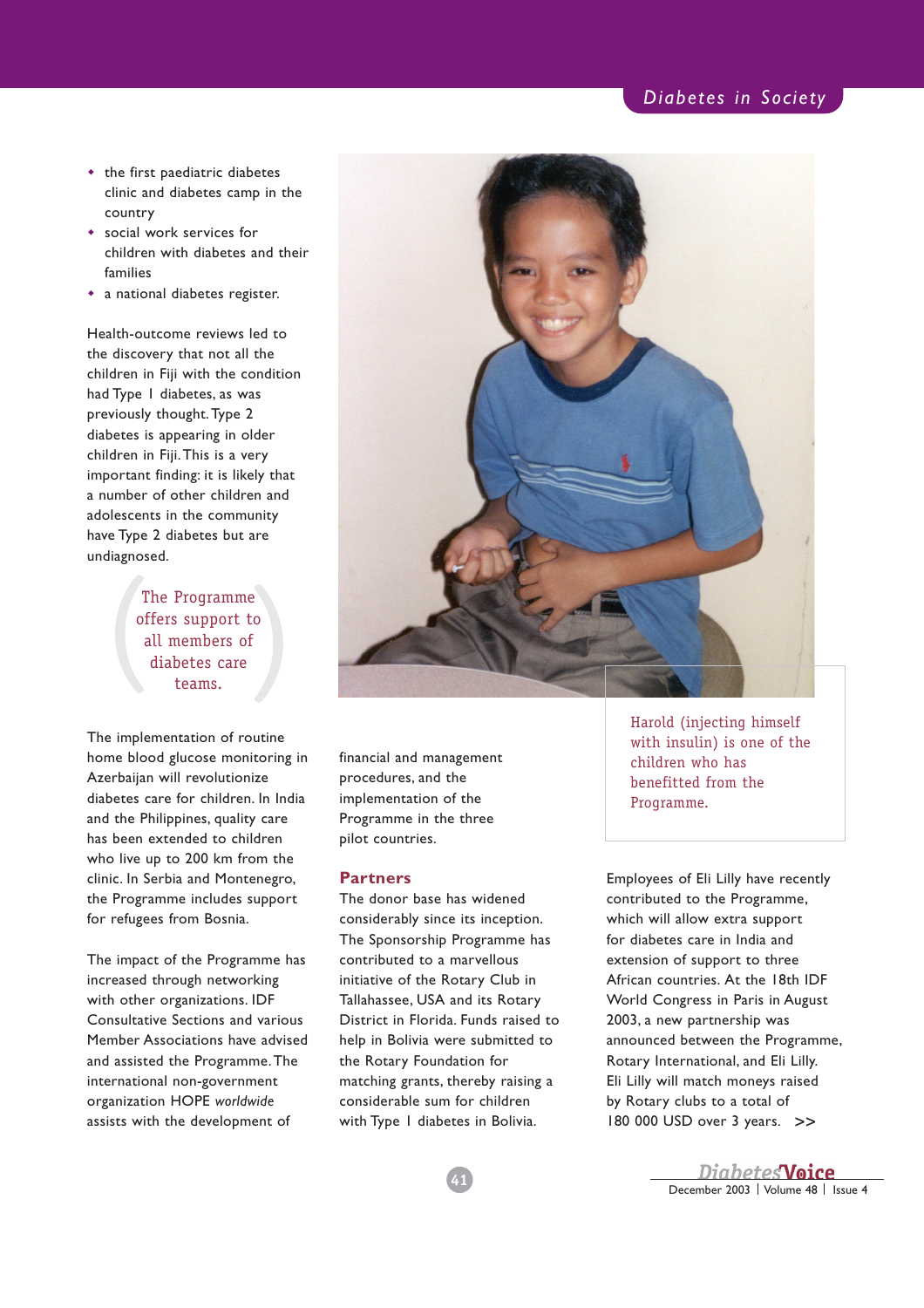- the first paediatric diabetes clinic and diabetes camp in the country
- social work services for children with diabetes and their families
- a national diabetes register.

Health-outcome reviews led to the discovery that not all the children in Fiji with the condition had Type 1 diabetes, as was previously thought. Type 2 diabetes is appearing in older children in Fiji. This is a very important finding: it is likely that a number of other children and adolescents in the community have Type 2 diabetes but are undiagnosed.

> The Programme offers support to all members of diabetes care teams.

The implementation of routine home blood glucose monitoring in Azerbaijan will revolutionize diabetes care for children. In India and the Philippines, quality care has been extended to children who live up to 200 km from the clinic. In Serbia and Montenegro, the Programme includes support for refugees from Bosnia.

The impact of the Programme has increased through networking with other organizations. IDF Consultative Sections and various Member Associations have advised and assisted the Programme. The international non-government organization HOPE *worldwide* assists with the development of financial and management procedures, and the implementation of the Programme in the three pilot countries.

Harold (injecting himself with insulin) is one of the children who has benefitted from the Programme.

## Partners

The donor base has widened considerably since its inception. The Sponsorship Programme has contributed to a marvellous initiative of the Rotary Club in Tallahassee, USA and its Rotary District in Florida. Funds raised to help in Bolivia were submitted to the Rotary Foundation for matching grants, thereby raising a considerable sum for children with Type 1 diabetes in Bolivia.

Employees of Eli Lilly have recently contributed to the Programme, which will allow extra support for diabetes care in India and extension of support to three African countries. At the 18th IDF World Congress in Paris in August 2003, a new partnership was announced between the Programme, Rotary International, and Eli Lilly. Eli Lilly will match moneys raised by Rotary clubs to a total of 180 000 USD over 3 years. >>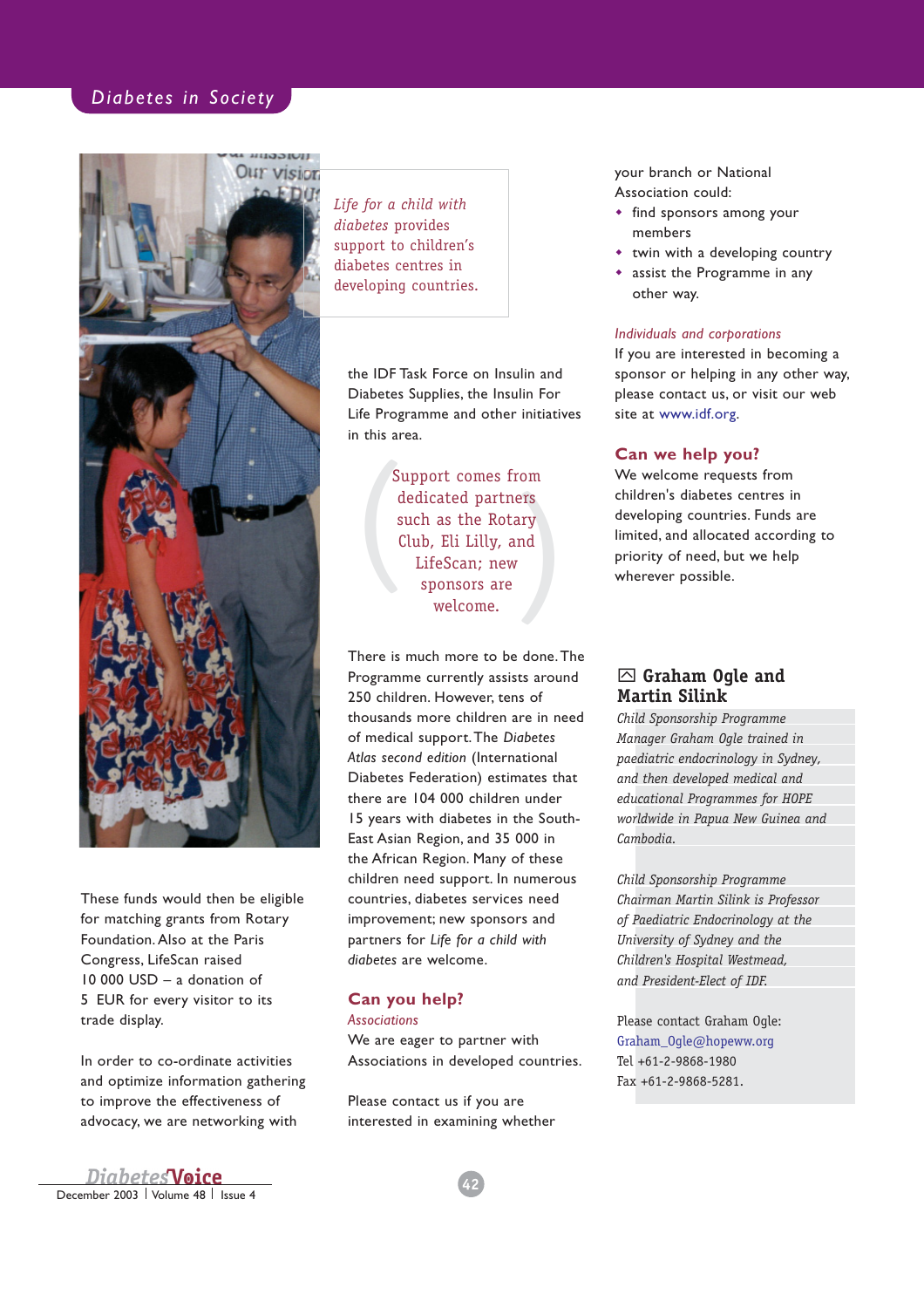*Life for a child with diabetes* provides support to children's diabetes centres in developing countries.

These funds would then be eligible for matching grants from Rotary Foundation. Also at the Paris Congress, LifeScan raised 10 000 USD – a donation of 5 EUR for every visitor to its trade display.

In order to co-ordinate activities and optimize information gathering to improve the effectiveness of advocacy, we are networking with the IDF Task Force on Insulin and Diabetes Supplies, the Insulin For Life Programme and other initiatives in this area.

> Support comes from dedicated partners such as the Rotary Club, Eli Lilly, and LifeScan; new sponsors are welcome.

There is much more to be done. The Programme currently assists around 250 children. However, tens of thousands more children are in need of medical support. The *Diabetes Atlas second edition* (International Diabetes Federation) estimates that there are 104 000 children under 15 years with diabetes in the South-East Asian Region, and 35 000 in the African Region. Many of these children need support. In numerous countries, diabetes services need improvement; new sponsors and partners for *Life for a child with diabetes* are welcome.

## Can you help?

*Associations*

We are eager to partner with Associations in developed countries.

Please contact us if you are interested in examining whether your branch or National Association could:

- find sponsors among your members
- twin with a developing country
- assist the Programme in any other way.

*Individuals and corporations*

If you are interested in becoming a sponsor or helping in any other way, please contact us, or visit our web site at www.idf.org.

## Can we help you?

We welcome requests from children's diabetes centres in developing countries. Funds are limited, and allocated according to priority of need, but we help wherever possible.

### Graham Ogle and Martin Silink

*Child Sponsorship Programme Manager Graham Ogle trained in paediatric endocrinology in Sydney, and then developed medical and educational Programmes for HOPE worldwide in Papua New Guinea and Cambodia.*

*Child Sponsorship Programme Chairman Martin Silink is Professor of Paediatric Endocrinology at the University of Sydney and the Children's Hospital Westmead, and President-Elect of IDF.*

Please contact Graham Ogle:
Graham_Ogle@hopeww.org
Tel +61-2-9868-1980
Fax +61-2-9868-5281.